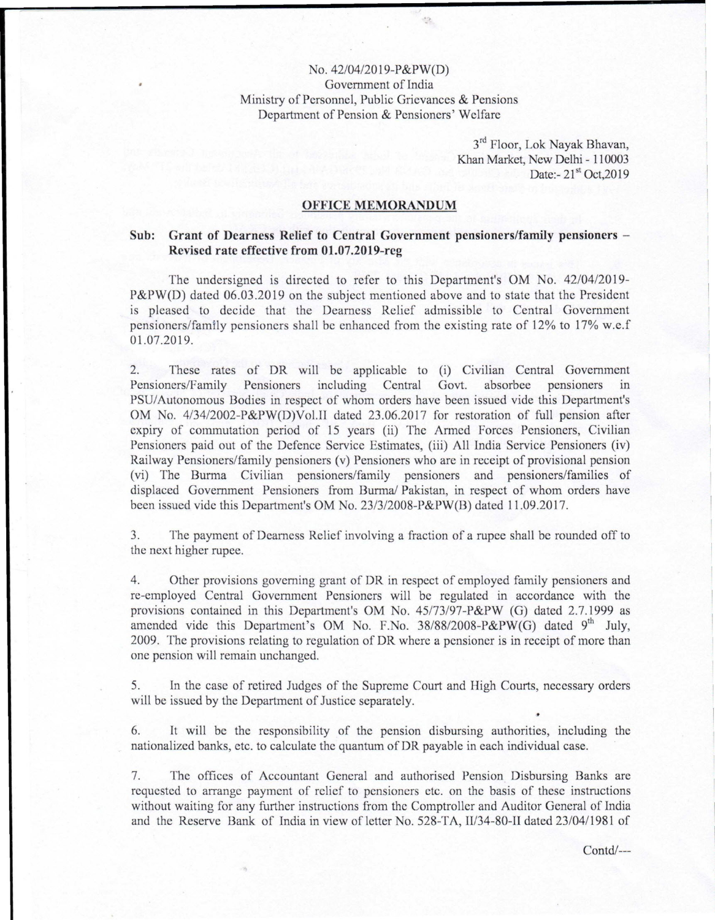No. 42/04/2019-P&PW(D)
Government of India
Ministry of Personnel, Public Grievances & Pensions
Department of Pension & Pensioners' Welfare

3rd Floor, Lok Nayak Bhavan,
Khan Market, New Delhi - 110003
Date:- 21st Oct,2019

## OFFICE MEMORANDUM

**Sub: Grant of Dearness Relief to Central Government pensioners/family pensioners – Revised rate effective from 01.07.2019-reg**

The undersigned is directed to refer to this Department's OM No. 42/04/2019-P&PW(D) dated 06.03.2019 on the subject mentioned above and to state that the President is pleased to decide that the Dearness Relief admissible to Central Government pensioners/family pensioners shall be enhanced from the existing rate of 12% to 17% w.e.f 01.07.2019.

2. These rates of DR will be applicable to (i) Civilian Central Government Pensioners/Family Pensioners including Central Govt. absorbee pensioners in PSU/Autonomous Bodies in respect of whom orders have been issued vide this Department's OM No. 4/34/2002-P&PW(D)Vol.II dated 23.06.2017 for restoration of full pension after expiry of commutation period of 15 years (ii) The Armed Forces Pensioners, Civilian Pensioners paid out of the Defence Service Estimates, (iii) All India Service Pensioners (iv) Railway Pensioners/family pensioners (v) Pensioners who are in receipt of provisional pension (vi) The Burma Civilian pensioners/family pensioners and pensioners/families of displaced Government Pensioners from Burma/ Pakistan, in respect of whom orders have been issued vide this Department's OM No. 23/3/2008-P&PW(B) dated 11.09.2017.

3. The payment of Dearness Relief involving a fraction of a rupee shall be rounded off to the next higher rupee.

4. Other provisions governing grant of DR in respect of employed family pensioners and re-employed Central Government Pensioners will be regulated in accordance with the provisions contained in this Department's OM No. 45/73/97-P&PW (G) dated 2.7.1999 as amended vide this Department's OM No. F.No. 38/88/2008-P&PW(G) dated 9th July, 2009. The provisions relating to regulation of DR where a pensioner is in receipt of more than one pension will remain unchanged.

5. In the case of retired Judges of the Supreme Court and High Courts, necessary orders will be issued by the Department of Justice separately.

6. It will be the responsibility of the pension disbursing authorities, including the nationalized banks, etc. to calculate the quantum of DR payable in each individual case.

7. The offices of Accountant General and authorised Pension Disbursing Banks are requested to arrange payment of relief to pensioners etc. on the basis of these instructions without waiting for any further instructions from the Comptroller and Auditor General of India and the Reserve Bank of India in view of letter No. 528-TA, II/34-80-II dated 23/04/1981 of

Contd/---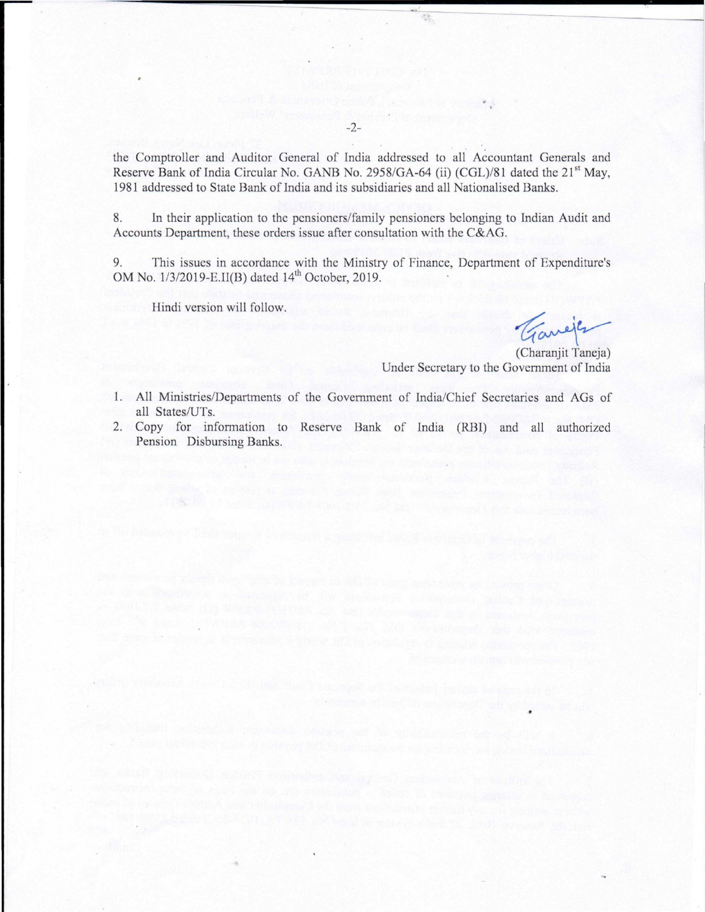the Comptroller and Auditor General of India addressed to all Accountant Generals and Reserve Bank of India Circular No. GANB No. 2958/GA-64 (ii) (CGL)/81 dated the 21st May, 1981 addressed to State Bank of India and its subsidiaries and all Nationalised Banks.

8. In their application to the pensioners/family pensioners belonging to Indian Audit and Accounts Department, these orders issue after consultation with the C&AG.

9. This issues in accordance with the Ministry of Finance, Department of Expenditure's OM No. 1/3/2019-E.II(B) dated 14th October, 2019.

Hindi version will follow.

(Charanjit Taneja)
Under Secretary to the Government of India

1. All Ministries/Departments of the Government of India/Chief Secretaries and AGs of all States/UTs.
2. Copy for information to Reserve Bank of India (RBI) and all authorized Pension Disbursing Banks.